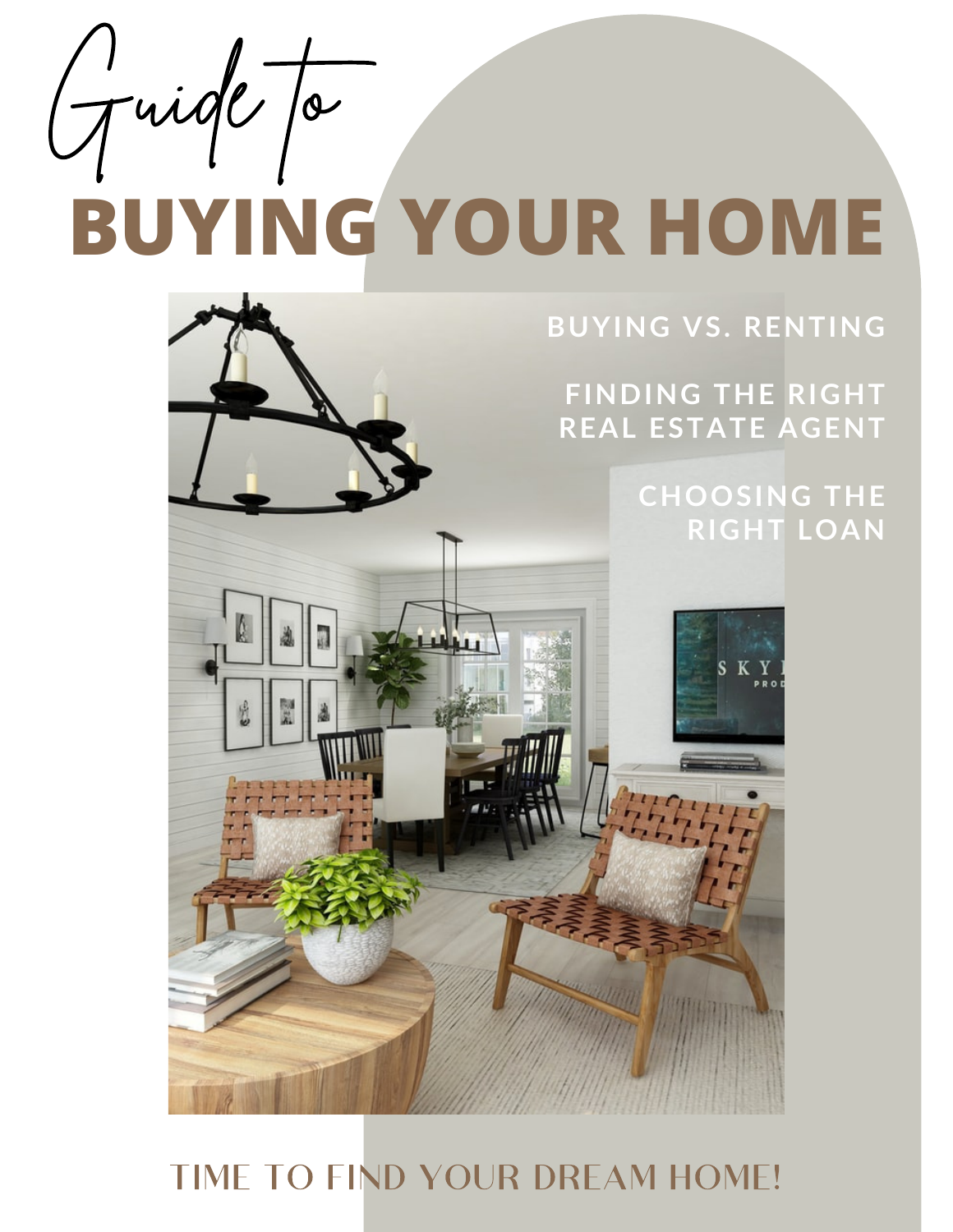# Guide to BUYING YOUR HOME

BUYING VS. RENTING

FINDING THE RIGHT REAL ESTATE AGENT

CHOOSING THE RIGHT LOAN

TIME TO FIND YOUR DREAM HOME!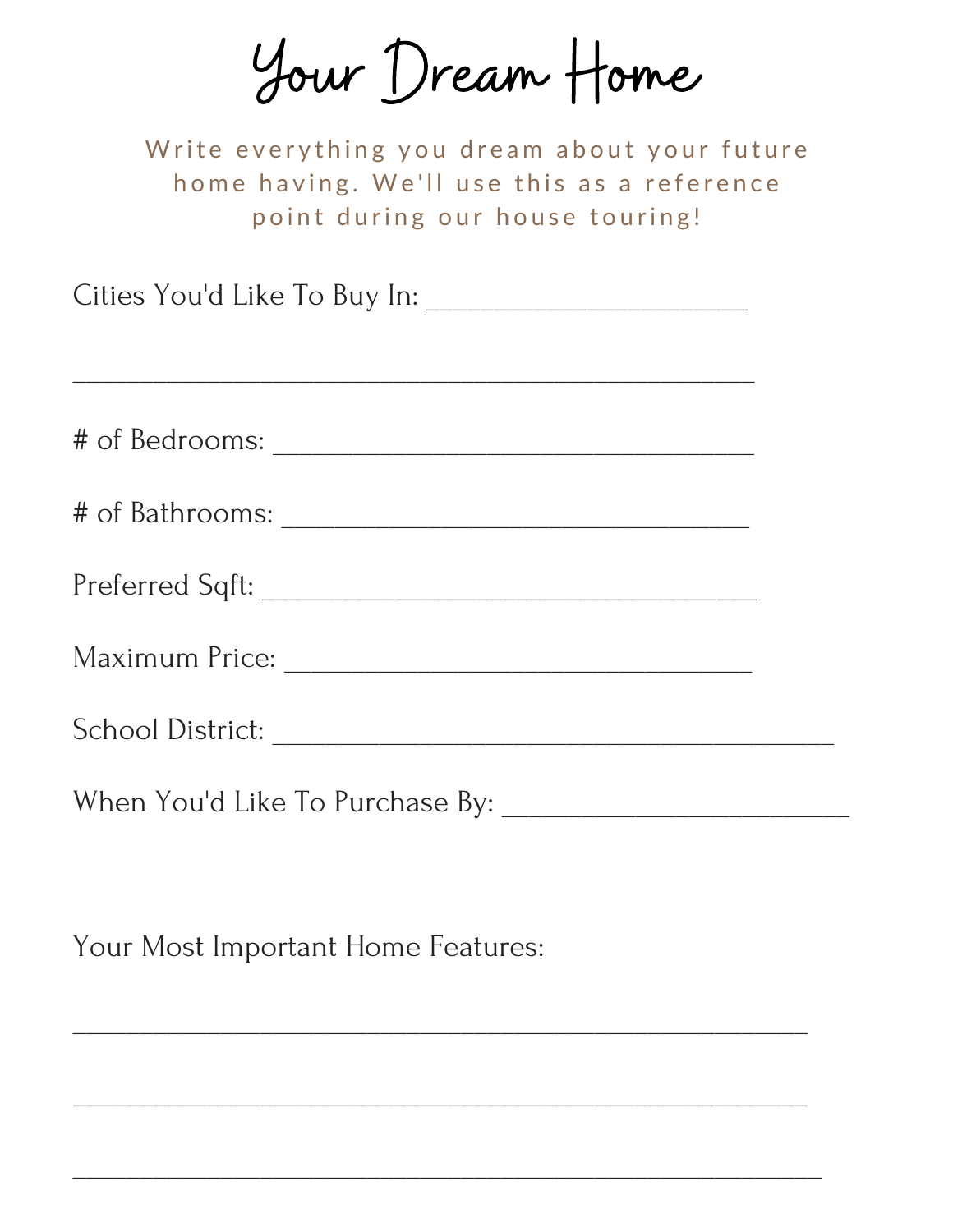# Your Dream Home

Write everything you dream about your future home having. We'll use this as a reference point during our house touring!

Cities You'd Like To Buy In: ______________________

________________________________________________

# of Bedrooms: __________________________________

# of Bathrooms: _________________________________

Preferred Sqft: __________________________________

Maximum Price: _________________________________

School District: _______________________________________

When You'd Like To Purchase By: ________________________

Your Most Important Home Features:

____________________________________________________

____________________________________________________

____________________________________________________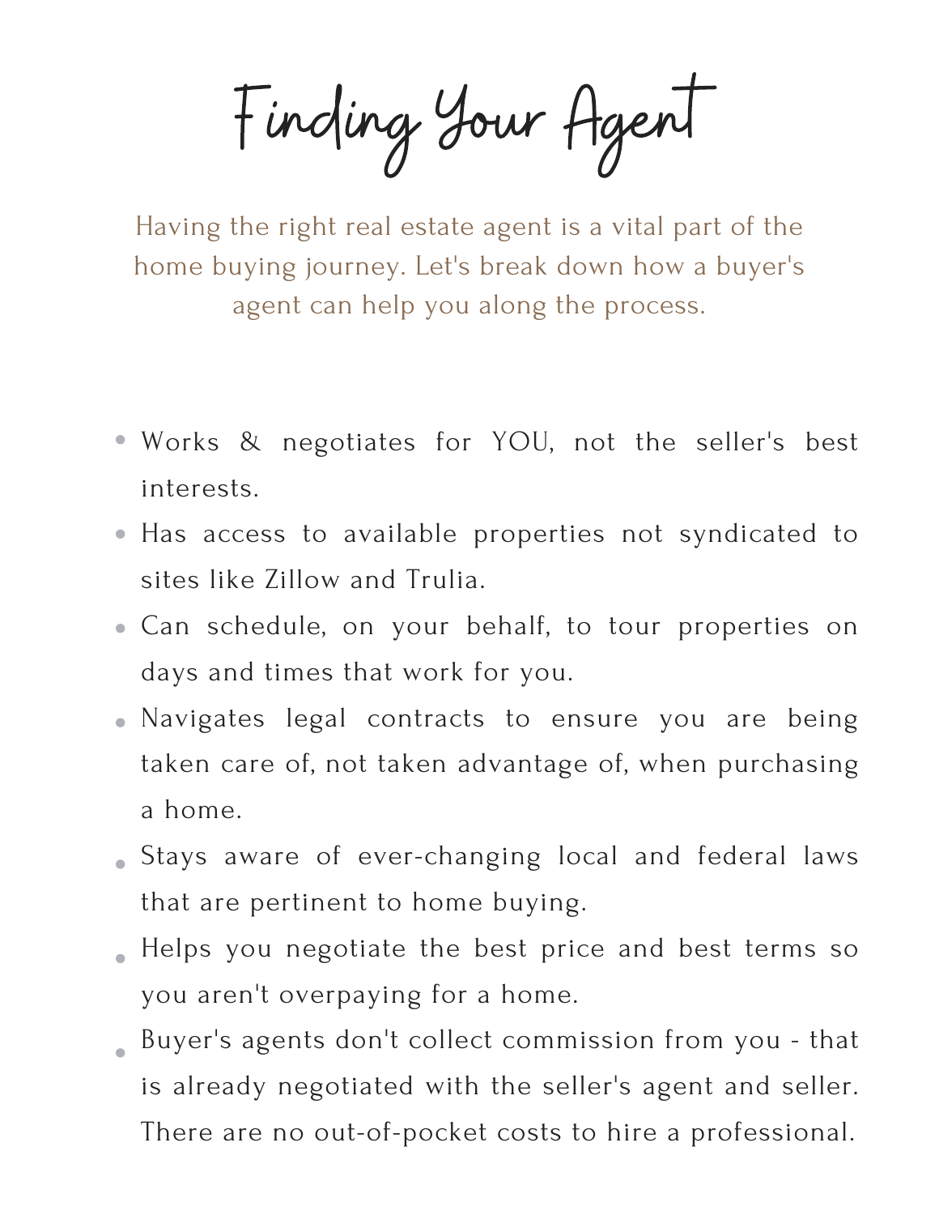# Finding Your Agent

Having the right real estate agent is a vital part of the home buying journey. Let's break down how a buyer's agent can help you along the process.

- Works & negotiates for YOU, not the seller's best interests.
- Has access to available properties not syndicated to sites like Zillow and Trulia.
- Can schedule, on your behalf, to tour properties on days and times that work for you.
- Navigates legal contracts to ensure you are being taken care of, not taken advantage of, when purchasing a home.
- Stays aware of ever-changing local and federal laws that are pertinent to home buying.
- Helps you negotiate the best price and best terms so you aren't overpaying for a home.
- Buyer's agents don't collect commission from you - that is already negotiated with the seller's agent and seller. There are no out-of-pocket costs to hire a professional.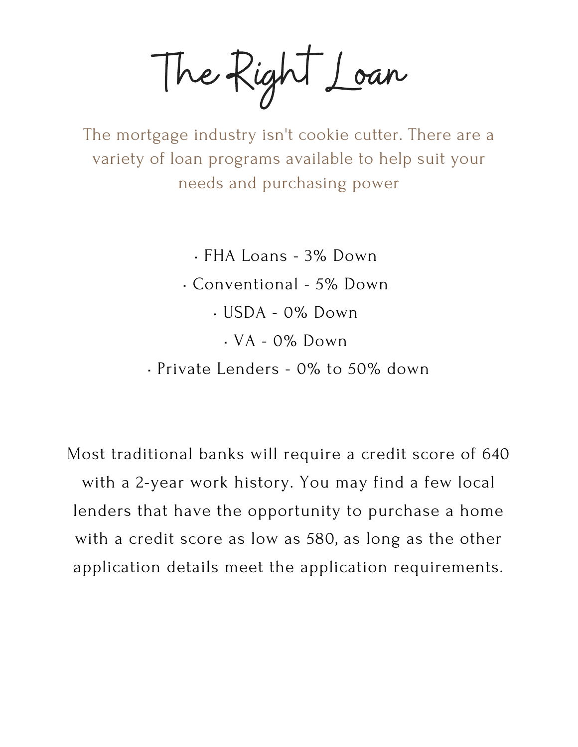# The Right Loan

The mortgage industry isn't cookie cutter. There are a variety of loan programs available to help suit your needs and purchasing power

- FHA Loans - 3% Down
- Conventional - 5% Down
- USDA - 0% Down
- VA - 0% Down
- Private Lenders - 0% to 50% down

Most traditional banks will require a credit score of 640 with a 2-year work history. You may find a few local lenders that have the opportunity to purchase a home with a credit score as low as 580, as long as the other application details meet the application requirements.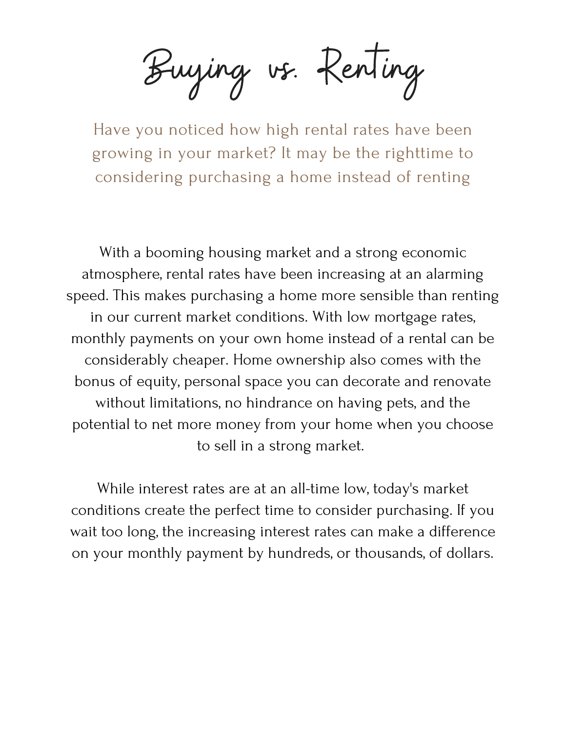# Buying vs. Renting

Have you noticed how high rental rates have been growing in your market? It may be the righttime to considering purchasing a home instead of renting

With a booming housing market and a strong economic atmosphere, rental rates have been increasing at an alarming speed. This makes purchasing a home more sensible than renting in our current market conditions. With low mortgage rates, monthly payments on your own home instead of a rental can be considerably cheaper. Home ownership also comes with the bonus of equity, personal space you can decorate and renovate without limitations, no hindrance on having pets, and the potential to net more money from your home when you choose to sell in a strong market.

While interest rates are at an all-time low, today's market conditions create the perfect time to consider purchasing. If you wait too long, the increasing interest rates can make a difference on your monthly payment by hundreds, or thousands, of dollars.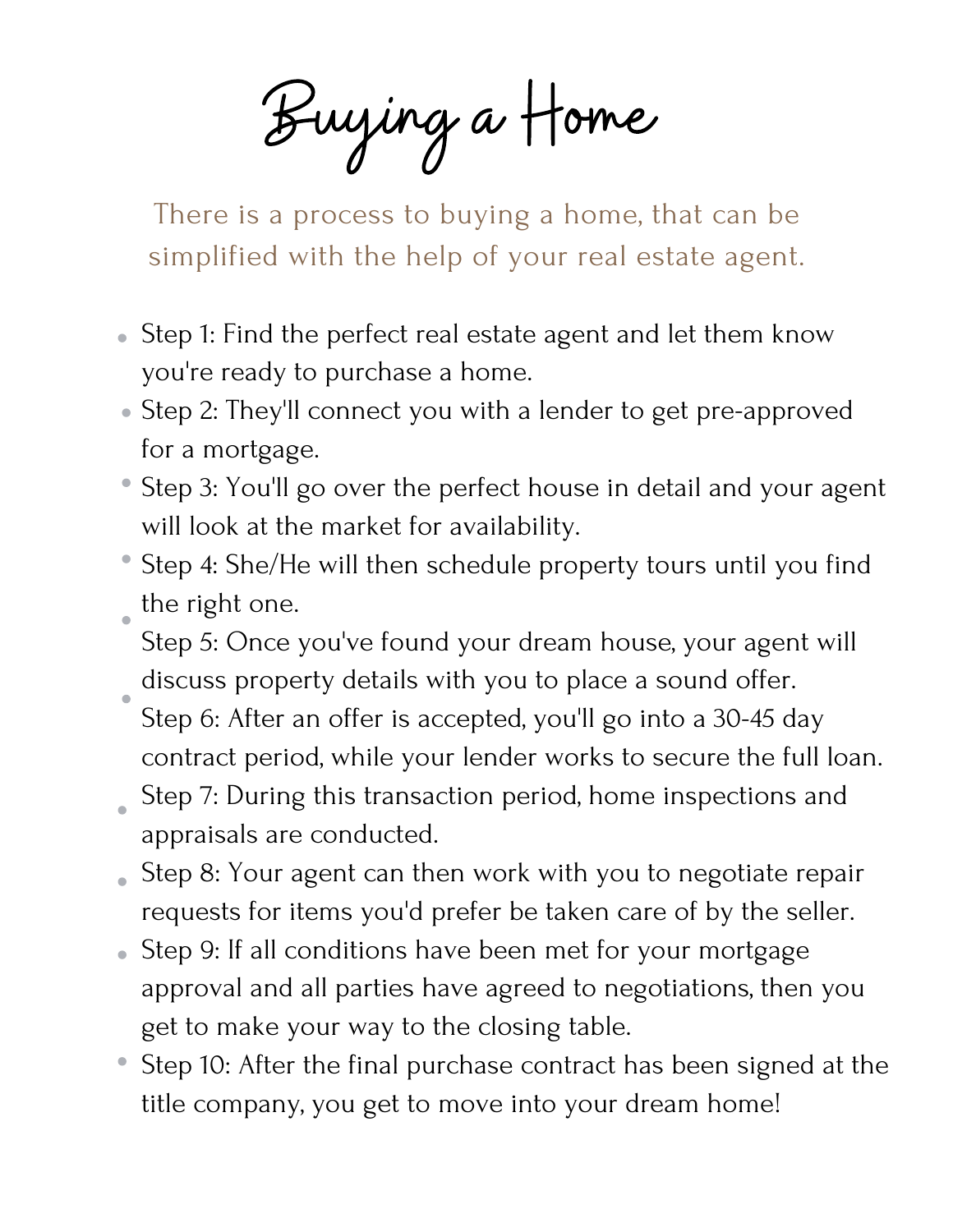# Buying a Home

There is a process to buying a home, that can be simplified with the help of your real estate agent.

- Step 1: Find the perfect real estate agent and let them know you're ready to purchase a home.
- Step 2: They'll connect you with a lender to get pre-approved for a mortgage.
- Step 3: You'll go over the perfect house in detail and your agent will look at the market for availability.
- Step 4: She/He will then schedule property tours until you find the right one.
- Step 5: Once you've found your dream house, your agent will discuss property details with you to place a sound offer.
- Step 6: After an offer is accepted, you'll go into a 30-45 day contract period, while your lender works to secure the full loan.
- Step 7: During this transaction period, home inspections and appraisals are conducted.
- Step 8: Your agent can then work with you to negotiate repair requests for items you'd prefer be taken care of by the seller.
- Step 9: If all conditions have been met for your mortgage approval and all parties have agreed to negotiations, then you get to make your way to the closing table.
- Step 10: After the final purchase contract has been signed at the title company, you get to move into your dream home!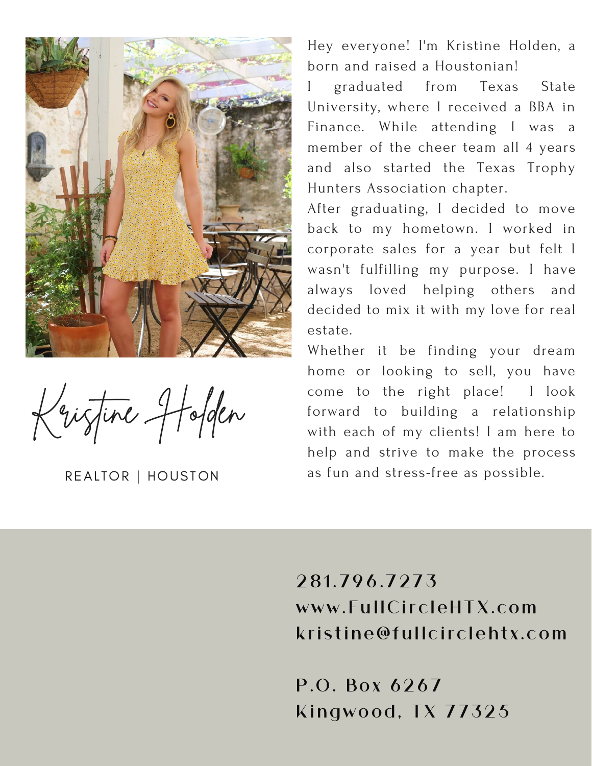Hey everyone! I'm Kristine Holden, a born and raised a Houstonian!

I graduated from Texas State University, where I received a BBA in Finance. While attending I was a member of the cheer team all 4 years and also started the Texas Trophy Hunters Association chapter.

After graduating, I decided to move back to my hometown. I worked in corporate sales for a year but felt I wasn't fulfilling my purpose. I have always loved helping others and decided to mix it with my love for real estate.

Whether it be finding your dream home or looking to sell, you have come to the right place! I look forward to building a relationship with each of my clients! I am here to help and strive to make the process as fun and stress-free as possible.

Kristine Holden

REALTOR | HOUSTON

**281.796.7273**
**www.FullCircleHTX.com**
**kristine@fullcirclehtx.com**

**P.O. Box 6267**
**Kingwood, TX 77325**